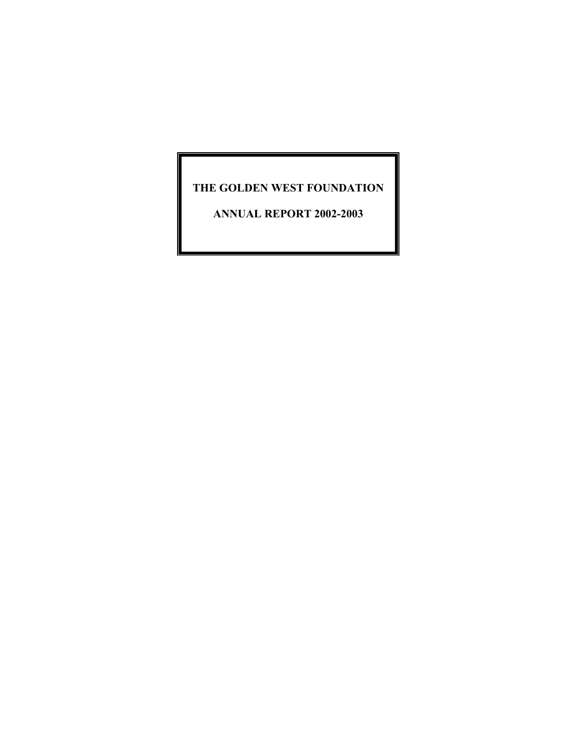# THE GOLDEN WEST FOUNDATION

## ANNUAL REPORT 2002-2003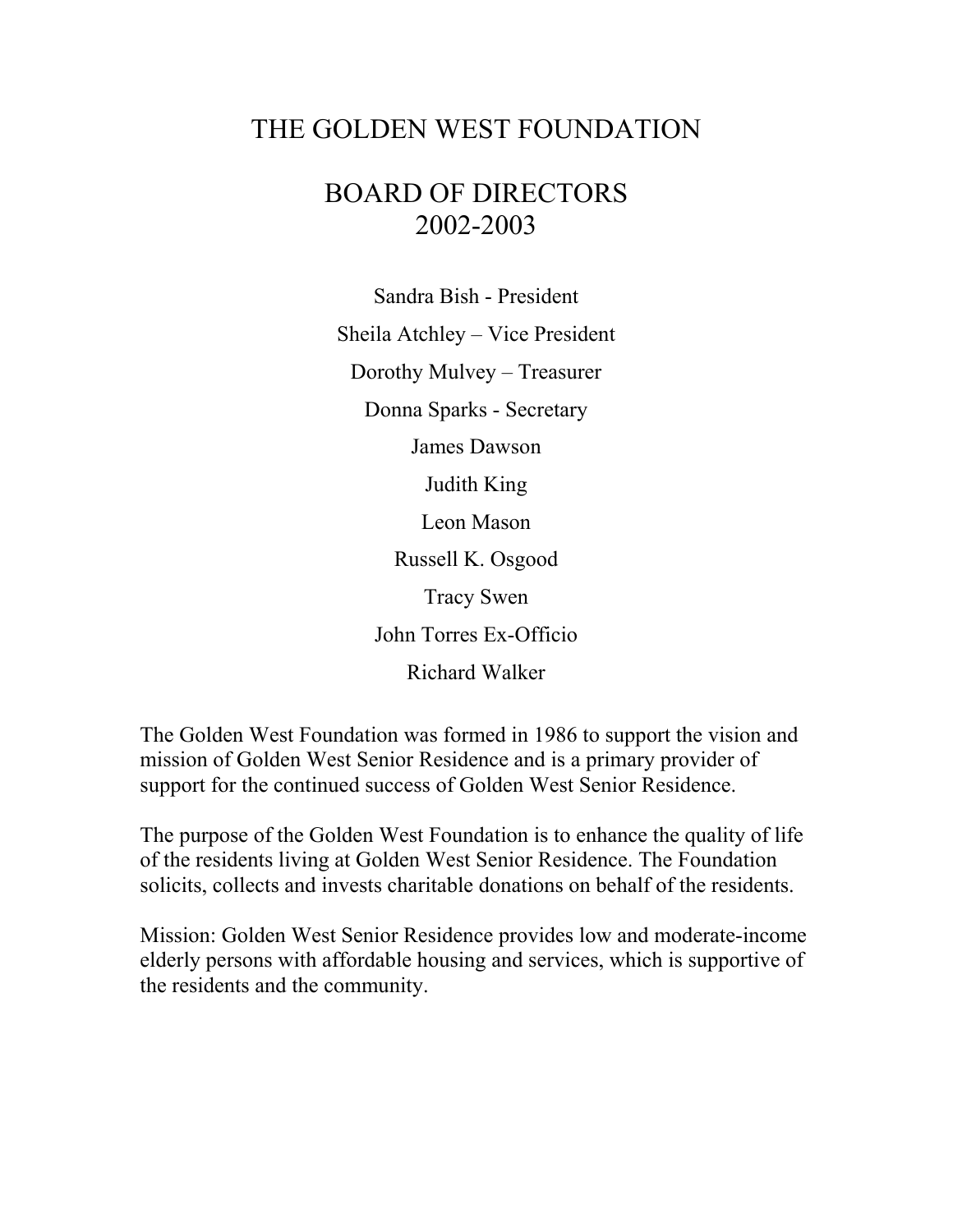# THE GOLDEN WEST FOUNDATION

## BOARD OF DIRECTORS
## 2002-2003

Sandra Bish - President

Sheila Atchley – Vice President

Dorothy Mulvey – Treasurer

Donna Sparks - Secretary

James Dawson

Judith King

Leon Mason

Russell K. Osgood

Tracy Swen

John Torres Ex-Officio

Richard Walker

The Golden West Foundation was formed in 1986 to support the vision and mission of Golden West Senior Residence and is a primary provider of support for the continued success of Golden West Senior Residence.

The purpose of the Golden West Foundation is to enhance the quality of life of the residents living at Golden West Senior Residence. The Foundation solicits, collects and invests charitable donations on behalf of the residents.

Mission: Golden West Senior Residence provides low and moderate-income elderly persons with affordable housing and services, which is supportive of the residents and the community.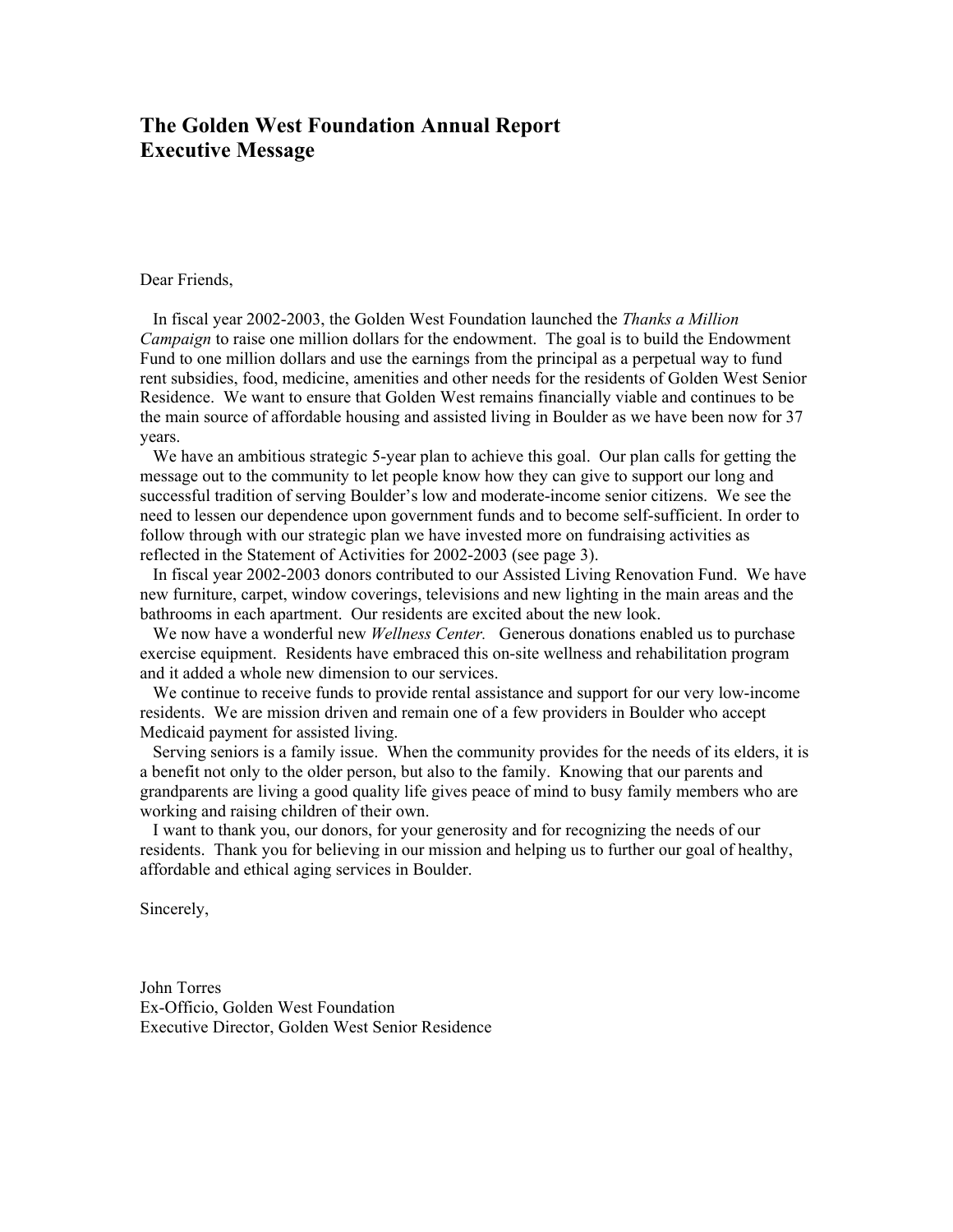# The Golden West Foundation Annual Report
# Executive Message

Dear Friends,

In fiscal year 2002-2003, the Golden West Foundation launched the *Thanks a Million Campaign* to raise one million dollars for the endowment. The goal is to build the Endowment Fund to one million dollars and use the earnings from the principal as a perpetual way to fund rent subsidies, food, medicine, amenities and other needs for the residents of Golden West Senior Residence. We want to ensure that Golden West remains financially viable and continues to be the main source of affordable housing and assisted living in Boulder as we have been now for 37 years.

We have an ambitious strategic 5-year plan to achieve this goal. Our plan calls for getting the message out to the community to let people know how they can give to support our long and successful tradition of serving Boulder's low and moderate-income senior citizens. We see the need to lessen our dependence upon government funds and to become self-sufficient. In order to follow through with our strategic plan we have invested more on fundraising activities as reflected in the Statement of Activities for 2002-2003 (see page 3).

In fiscal year 2002-2003 donors contributed to our Assisted Living Renovation Fund. We have new furniture, carpet, window coverings, televisions and new lighting in the main areas and the bathrooms in each apartment. Our residents are excited about the new look.

We now have a wonderful new *Wellness Center.* Generous donations enabled us to purchase exercise equipment. Residents have embraced this on-site wellness and rehabilitation program and it added a whole new dimension to our services.

We continue to receive funds to provide rental assistance and support for our very low-income residents. We are mission driven and remain one of a few providers in Boulder who accept Medicaid payment for assisted living.

Serving seniors is a family issue. When the community provides for the needs of its elders, it is a benefit not only to the older person, but also to the family. Knowing that our parents and grandparents are living a good quality life gives peace of mind to busy family members who are working and raising children of their own.

I want to thank you, our donors, for your generosity and for recognizing the needs of our residents. Thank you for believing in our mission and helping us to further our goal of healthy, affordable and ethical aging services in Boulder.

Sincerely,

John Torres
Ex-Officio, Golden West Foundation
Executive Director, Golden West Senior Residence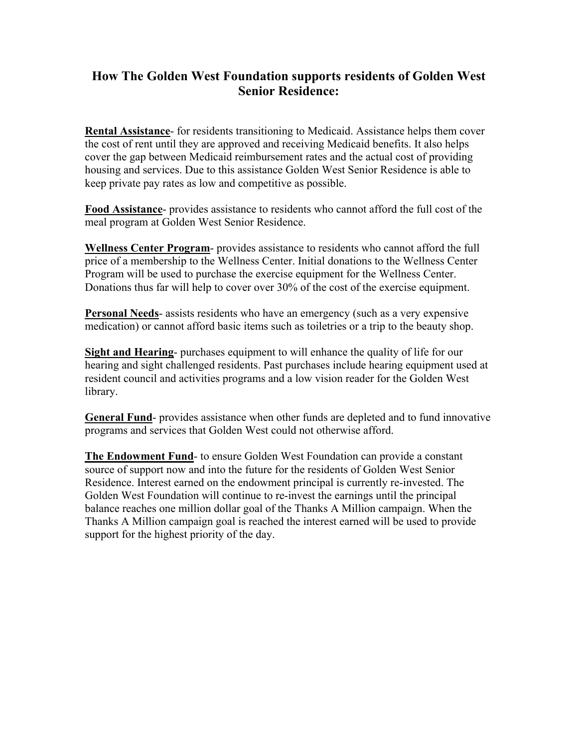# How The Golden West Foundation supports residents of Golden West Senior Residence:

**Rental Assistance**- for residents transitioning to Medicaid. Assistance helps them cover the cost of rent until they are approved and receiving Medicaid benefits. It also helps cover the gap between Medicaid reimbursement rates and the actual cost of providing housing and services. Due to this assistance Golden West Senior Residence is able to keep private pay rates as low and competitive as possible.

**Food Assistance**- provides assistance to residents who cannot afford the full cost of the meal program at Golden West Senior Residence.

**Wellness Center Program**- provides assistance to residents who cannot afford the full price of a membership to the Wellness Center. Initial donations to the Wellness Center Program will be used to purchase the exercise equipment for the Wellness Center. Donations thus far will help to cover over 30% of the cost of the exercise equipment.

**Personal Needs**- assists residents who have an emergency (such as a very expensive medication) or cannot afford basic items such as toiletries or a trip to the beauty shop.

**Sight and Hearing**- purchases equipment to will enhance the quality of life for our hearing and sight challenged residents. Past purchases include hearing equipment used at resident council and activities programs and a low vision reader for the Golden West library.

**General Fund**- provides assistance when other funds are depleted and to fund innovative programs and services that Golden West could not otherwise afford.

**The Endowment Fund**- to ensure Golden West Foundation can provide a constant source of support now and into the future for the residents of Golden West Senior Residence. Interest earned on the endowment principal is currently re-invested. The Golden West Foundation will continue to re-invest the earnings until the principal balance reaches one million dollar goal of the Thanks A Million campaign. When the Thanks A Million campaign goal is reached the interest earned will be used to provide support for the highest priority of the day.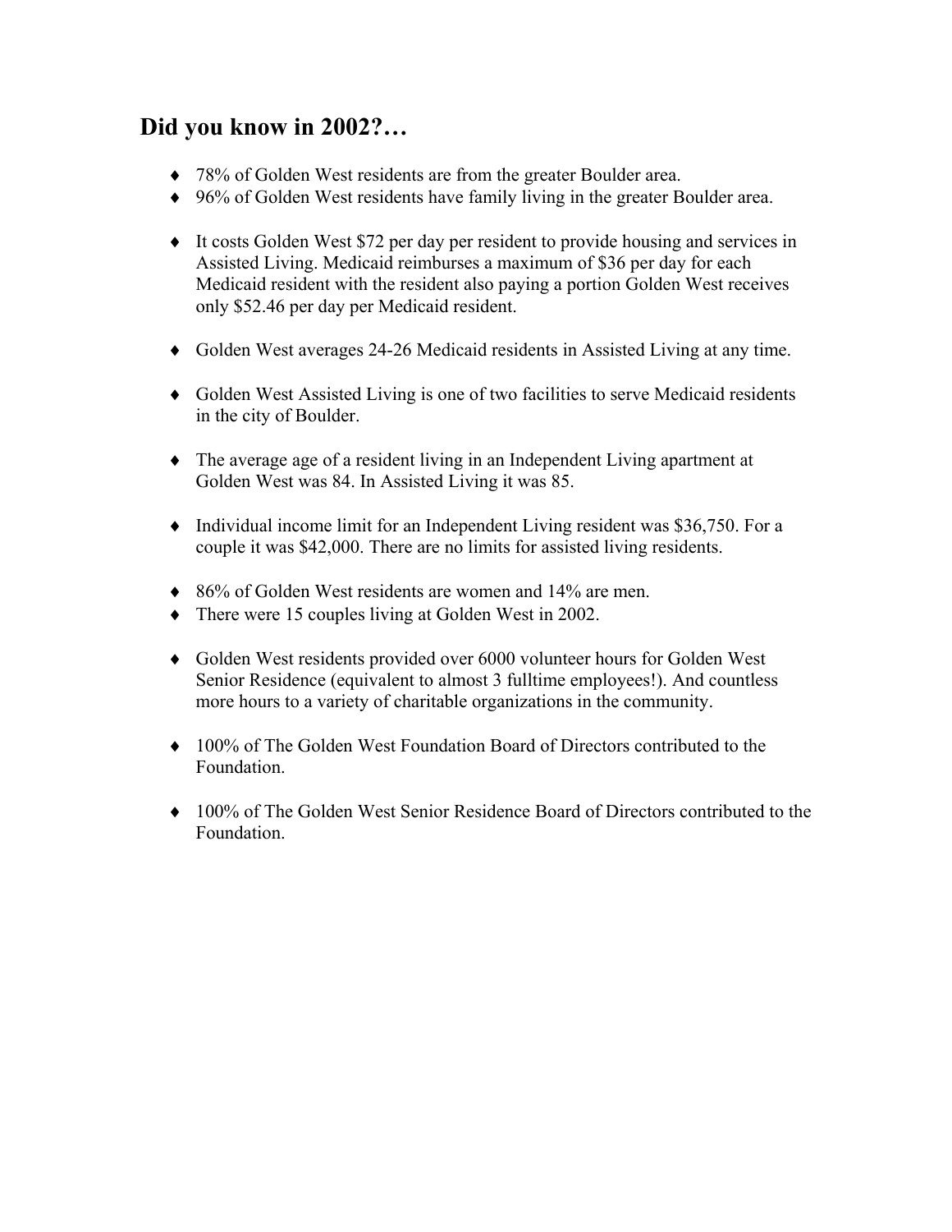## Did you know in 2002?…

- 78% of Golden West residents are from the greater Boulder area.
- 96% of Golden West residents have family living in the greater Boulder area.

- It costs Golden West $72 per day per resident to provide housing and services in Assisted Living. Medicaid reimburses a maximum of $36 per day for each Medicaid resident with the resident also paying a portion Golden West receives only $52.46 per day per Medicaid resident.

- Golden West averages 24-26 Medicaid residents in Assisted Living at any time.

- Golden West Assisted Living is one of two facilities to serve Medicaid residents in the city of Boulder.

- The average age of a resident living in an Independent Living apartment at Golden West was 84. In Assisted Living it was 85.

- Individual income limit for an Independent Living resident was $36,750. For a couple it was $42,000. There are no limits for assisted living residents.

- 86% of Golden West residents are women and 14% are men.
- There were 15 couples living at Golden West in 2002.

- Golden West residents provided over 6000 volunteer hours for Golden West Senior Residence (equivalent to almost 3 fulltime employees!). And countless more hours to a variety of charitable organizations in the community.

- 100% of The Golden West Foundation Board of Directors contributed to the Foundation.

- 100% of The Golden West Senior Residence Board of Directors contributed to the Foundation.